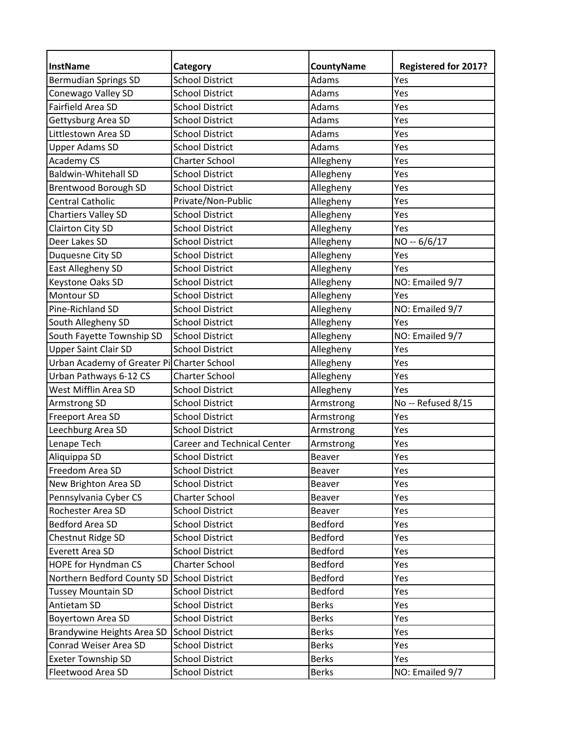| InstName | Category | CountyName | Registered for 2017? |
| --- | --- | --- | --- |
| Bermudian Springs SD | School District | Adams | Yes |
| Conewago Valley SD | School District | Adams | Yes |
| Fairfield Area SD | School District | Adams | Yes |
| Gettysburg Area SD | School District | Adams | Yes |
| Littlestown Area SD | School District | Adams | Yes |
| Upper Adams SD | School District | Adams | Yes |
| Academy CS | Charter School | Allegheny | Yes |
| Baldwin-Whitehall SD | School District | Allegheny | Yes |
| Brentwood Borough SD | School District | Allegheny | Yes |
| Central Catholic | Private/Non-Public | Allegheny | Yes |
| Chartiers Valley SD | School District | Allegheny | Yes |
| Clairton City SD | School District | Allegheny | Yes |
| Deer Lakes SD | School District | Allegheny | NO -- 6/6/17 |
| Duquesne City SD | School District | Allegheny | Yes |
| East Allegheny SD | School District | Allegheny | Yes |
| Keystone Oaks SD | School District | Allegheny | NO: Emailed 9/7 |
| Montour SD | School District | Allegheny | Yes |
| Pine-Richland SD | School District | Allegheny | NO: Emailed 9/7 |
| South Allegheny SD | School District | Allegheny | Yes |
| South Fayette Township SD | School District | Allegheny | NO: Emailed 9/7 |
| Upper Saint Clair SD | School District | Allegheny | Yes |
| Urban Academy of Greater Pi | Charter School | Allegheny | Yes |
| Urban Pathways 6-12 CS | Charter School | Allegheny | Yes |
| West Mifflin Area SD | School District | Allegheny | Yes |
| Armstrong SD | School District | Armstrong | No -- Refused 8/15 |
| Freeport Area SD | School District | Armstrong | Yes |
| Leechburg Area SD | School District | Armstrong | Yes |
| Lenape Tech | Career and Technical Center | Armstrong | Yes |
| Aliquippa SD | School District | Beaver | Yes |
| Freedom Area SD | School District | Beaver | Yes |
| New Brighton Area SD | School District | Beaver | Yes |
| Pennsylvania Cyber CS | Charter School | Beaver | Yes |
| Rochester Area SD | School District | Beaver | Yes |
| Bedford Area SD | School District | Bedford | Yes |
| Chestnut Ridge SD | School District | Bedford | Yes |
| Everett Area SD | School District | Bedford | Yes |
| HOPE for Hyndman CS | Charter School | Bedford | Yes |
| Northern Bedford County SD | School District | Bedford | Yes |
| Tussey Mountain SD | School District | Bedford | Yes |
| Antietam SD | School District | Berks | Yes |
| Boyertown Area SD | School District | Berks | Yes |
| Brandywine Heights Area SD | School District | Berks | Yes |
| Conrad Weiser Area SD | School District | Berks | Yes |
| Exeter Township SD | School District | Berks | Yes |
| Fleetwood Area SD | School District | Berks | NO: Emailed 9/7 |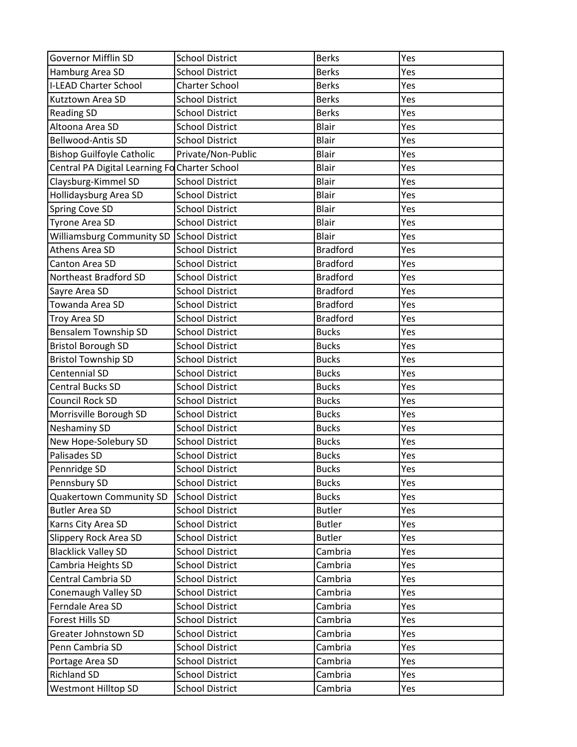| Governor Mifflin SD | School District | Berks | Yes |
|---|---|---|---|
| Hamburg Area SD | School District | Berks | Yes |
| I-LEAD Charter School | Charter School | Berks | Yes |
| Kutztown Area SD | School District | Berks | Yes |
| Reading SD | School District | Berks | Yes |
| Altoona Area SD | School District | Blair | Yes |
| Bellwood-Antis SD | School District | Blair | Yes |
| Bishop Guilfoyle Catholic | Private/Non-Public | Blair | Yes |
| Central PA Digital Learning Fo | Charter School | Blair | Yes |
| Claysburg-Kimmel SD | School District | Blair | Yes |
| Hollidaysburg Area SD | School District | Blair | Yes |
| Spring Cove SD | School District | Blair | Yes |
| Tyrone Area SD | School District | Blair | Yes |
| Williamsburg Community SD | School District | Blair | Yes |
| Athens Area SD | School District | Bradford | Yes |
| Canton Area SD | School District | Bradford | Yes |
| Northeast Bradford SD | School District | Bradford | Yes |
| Sayre Area SD | School District | Bradford | Yes |
| Towanda Area SD | School District | Bradford | Yes |
| Troy Area SD | School District | Bradford | Yes |
| Bensalem Township SD | School District | Bucks | Yes |
| Bristol Borough SD | School District | Bucks | Yes |
| Bristol Township SD | School District | Bucks | Yes |
| Centennial SD | School District | Bucks | Yes |
| Central Bucks SD | School District | Bucks | Yes |
| Council Rock SD | School District | Bucks | Yes |
| Morrisville Borough SD | School District | Bucks | Yes |
| Neshaminy SD | School District | Bucks | Yes |
| New Hope-Solebury SD | School District | Bucks | Yes |
| Palisades SD | School District | Bucks | Yes |
| Pennridge SD | School District | Bucks | Yes |
| Pennsbury SD | School District | Bucks | Yes |
| Quakertown Community SD | School District | Bucks | Yes |
| Butler Area SD | School District | Butler | Yes |
| Karns City Area SD | School District | Butler | Yes |
| Slippery Rock Area SD | School District | Butler | Yes |
| Blacklick Valley SD | School District | Cambria | Yes |
| Cambria Heights SD | School District | Cambria | Yes |
| Central Cambria SD | School District | Cambria | Yes |
| Conemaugh Valley SD | School District | Cambria | Yes |
| Ferndale Area SD | School District | Cambria | Yes |
| Forest Hills SD | School District | Cambria | Yes |
| Greater Johnstown SD | School District | Cambria | Yes |
| Penn Cambria SD | School District | Cambria | Yes |
| Portage Area SD | School District | Cambria | Yes |
| Richland SD | School District | Cambria | Yes |
| Westmont Hilltop SD | School District | Cambria | Yes |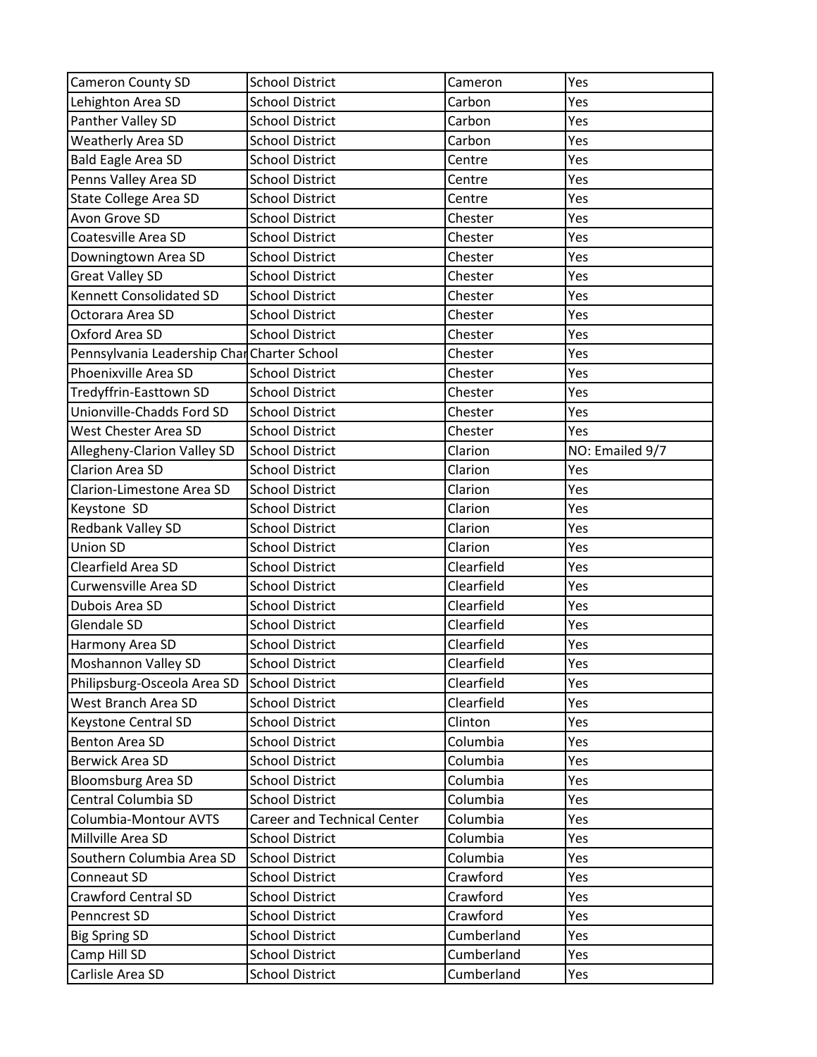| Cameron County SD | School District | Cameron | Yes |
|---|---|---|---|
| Lehighton Area SD | School District | Carbon | Yes |
| Panther Valley SD | School District | Carbon | Yes |
| Weatherly Area SD | School District | Carbon | Yes |
| Bald Eagle Area SD | School District | Centre | Yes |
| Penns Valley Area SD | School District | Centre | Yes |
| State College Area SD | School District | Centre | Yes |
| Avon Grove SD | School District | Chester | Yes |
| Coatesville Area SD | School District | Chester | Yes |
| Downingtown Area SD | School District | Chester | Yes |
| Great Valley SD | School District | Chester | Yes |
| Kennett Consolidated SD | School District | Chester | Yes |
| Octorara Area SD | School District | Chester | Yes |
| Oxford Area SD | School District | Chester | Yes |
| Pennsylvania Leadership Char | Charter School | Chester | Yes |
| Phoenixville Area SD | School District | Chester | Yes |
| Tredyffrin-Easttown SD | School District | Chester | Yes |
| Unionville-Chadds Ford SD | School District | Chester | Yes |
| West Chester Area SD | School District | Chester | Yes |
| Allegheny-Clarion Valley SD | School District | Clarion | NO: Emailed 9/7 |
| Clarion Area SD | School District | Clarion | Yes |
| Clarion-Limestone Area SD | School District | Clarion | Yes |
| Keystone SD | School District | Clarion | Yes |
| Redbank Valley SD | School District | Clarion | Yes |
| Union SD | School District | Clarion | Yes |
| Clearfield Area SD | School District | Clearfield | Yes |
| Curwensville Area SD | School District | Clearfield | Yes |
| Dubois Area SD | School District | Clearfield | Yes |
| Glendale SD | School District | Clearfield | Yes |
| Harmony Area SD | School District | Clearfield | Yes |
| Moshannon Valley SD | School District | Clearfield | Yes |
| Philipsburg-Osceola Area SD | School District | Clearfield | Yes |
| West Branch Area SD | School District | Clearfield | Yes |
| Keystone Central SD | School District | Clinton | Yes |
| Benton Area SD | School District | Columbia | Yes |
| Berwick Area SD | School District | Columbia | Yes |
| Bloomsburg Area SD | School District | Columbia | Yes |
| Central Columbia SD | School District | Columbia | Yes |
| Columbia-Montour AVTS | Career and Technical Center | Columbia | Yes |
| Millville Area SD | School District | Columbia | Yes |
| Southern Columbia Area SD | School District | Columbia | Yes |
| Conneaut SD | School District | Crawford | Yes |
| Crawford Central SD | School District | Crawford | Yes |
| Penncrest SD | School District | Crawford | Yes |
| Big Spring SD | School District | Cumberland | Yes |
| Camp Hill SD | School District | Cumberland | Yes |
| Carlisle Area SD | School District | Cumberland | Yes |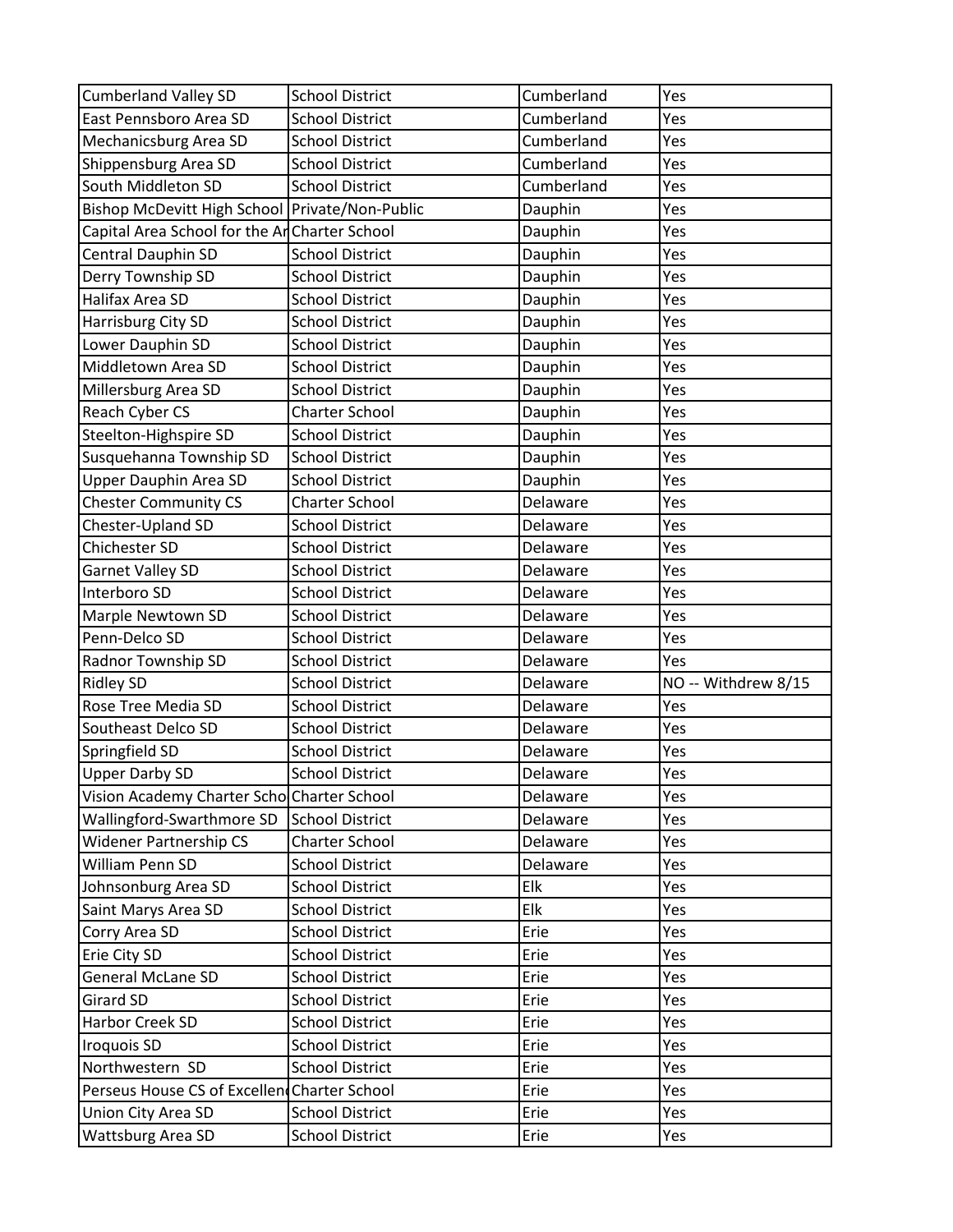| Cumberland Valley SD | School District | Cumberland | Yes |
|---|---|---|---|
| East Pennsboro Area SD | School District | Cumberland | Yes |
| Mechanicsburg Area SD | School District | Cumberland | Yes |
| Shippensburg Area SD | School District | Cumberland | Yes |
| South Middleton SD | School District | Cumberland | Yes |
| Bishop McDevitt High School | Private/Non-Public | Dauphin | Yes |
| Capital Area School for the Ar | Charter School | Dauphin | Yes |
| Central Dauphin SD | School District | Dauphin | Yes |
| Derry Township SD | School District | Dauphin | Yes |
| Halifax Area SD | School District | Dauphin | Yes |
| Harrisburg City SD | School District | Dauphin | Yes |
| Lower Dauphin SD | School District | Dauphin | Yes |
| Middletown Area SD | School District | Dauphin | Yes |
| Millersburg Area SD | School District | Dauphin | Yes |
| Reach Cyber CS | Charter School | Dauphin | Yes |
| Steelton-Highspire SD | School District | Dauphin | Yes |
| Susquehanna Township SD | School District | Dauphin | Yes |
| Upper Dauphin Area SD | School District | Dauphin | Yes |
| Chester Community CS | Charter School | Delaware | Yes |
| Chester-Upland SD | School District | Delaware | Yes |
| Chichester SD | School District | Delaware | Yes |
| Garnet Valley SD | School District | Delaware | Yes |
| Interboro SD | School District | Delaware | Yes |
| Marple Newtown SD | School District | Delaware | Yes |
| Penn-Delco SD | School District | Delaware | Yes |
| Radnor Township SD | School District | Delaware | Yes |
| Ridley SD | School District | Delaware | NO -- Withdrew 8/15 |
| Rose Tree Media SD | School District | Delaware | Yes |
| Southeast Delco SD | School District | Delaware | Yes |
| Springfield SD | School District | Delaware | Yes |
| Upper Darby SD | School District | Delaware | Yes |
| Vision Academy Charter Scho | Charter School | Delaware | Yes |
| Wallingford-Swarthmore SD | School District | Delaware | Yes |
| Widener Partnership CS | Charter School | Delaware | Yes |
| William Penn SD | School District | Delaware | Yes |
| Johnsonburg Area SD | School District | Elk | Yes |
| Saint Marys Area SD | School District | Elk | Yes |
| Corry Area SD | School District | Erie | Yes |
| Erie City SD | School District | Erie | Yes |
| General McLane SD | School District | Erie | Yes |
| Girard SD | School District | Erie | Yes |
| Harbor Creek SD | School District | Erie | Yes |
| Iroquois SD | School District | Erie | Yes |
| Northwestern SD | School District | Erie | Yes |
| Perseus House CS of Excellen | Charter School | Erie | Yes |
| Union City Area SD | School District | Erie | Yes |
| Wattsburg Area SD | School District | Erie | Yes |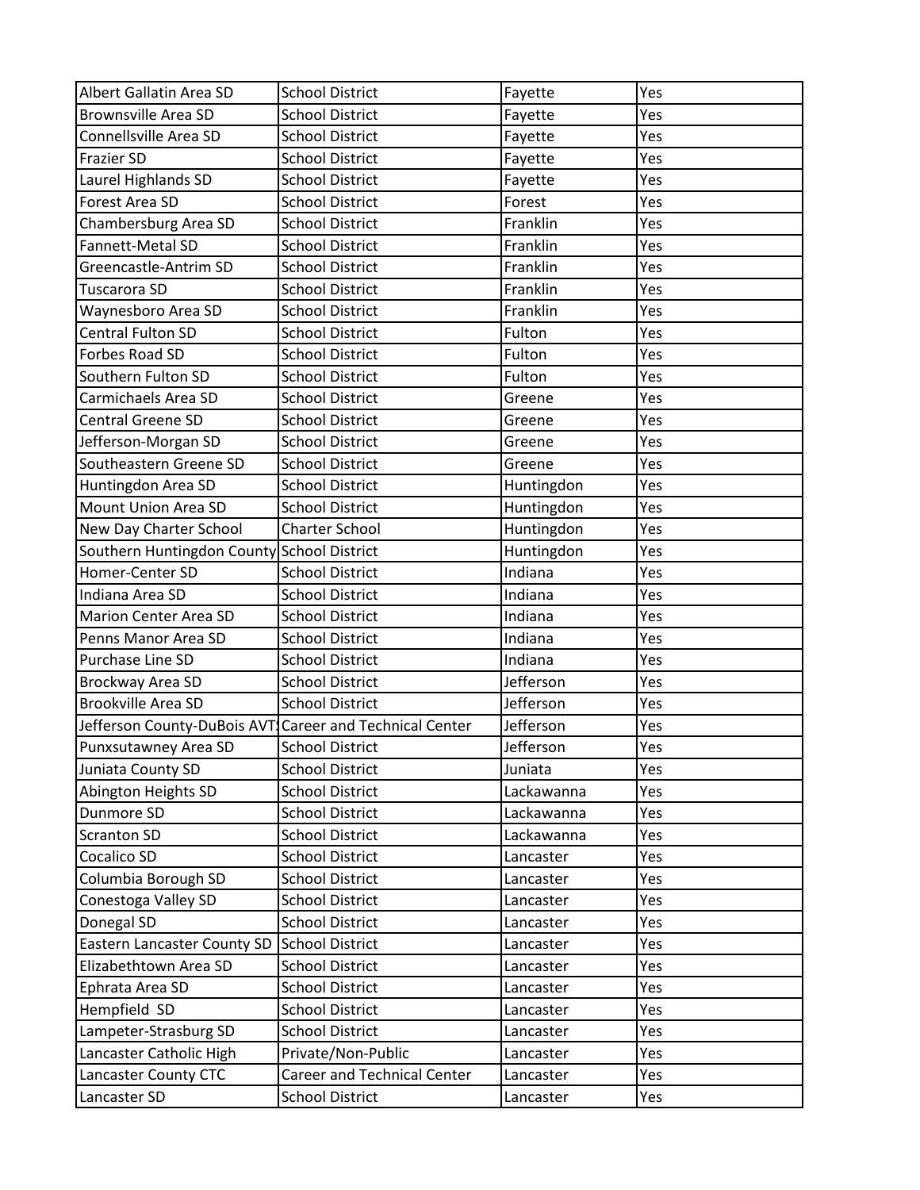| Albert Gallatin Area SD | School District | Fayette | Yes |
|---|---|---|---|
| Brownsville Area SD | School District | Fayette | Yes |
| Connellsville Area SD | School District | Fayette | Yes |
| Frazier SD | School District | Fayette | Yes |
| Laurel Highlands SD | School District | Fayette | Yes |
| Forest Area SD | School District | Forest | Yes |
| Chambersburg Area SD | School District | Franklin | Yes |
| Fannett-Metal SD | School District | Franklin | Yes |
| Greencastle-Antrim SD | School District | Franklin | Yes |
| Tuscarora SD | School District | Franklin | Yes |
| Waynesboro Area SD | School District | Franklin | Yes |
| Central Fulton SD | School District | Fulton | Yes |
| Forbes Road SD | School District | Fulton | Yes |
| Southern Fulton SD | School District | Fulton | Yes |
| Carmichaels Area SD | School District | Greene | Yes |
| Central Greene SD | School District | Greene | Yes |
| Jefferson-Morgan SD | School District | Greene | Yes |
| Southeastern Greene SD | School District | Greene | Yes |
| Huntingdon Area SD | School District | Huntingdon | Yes |
| Mount Union Area SD | School District | Huntingdon | Yes |
| New Day Charter School | Charter School | Huntingdon | Yes |
| Southern Huntingdon County | School District | Huntingdon | Yes |
| Homer-Center SD | School District | Indiana | Yes |
| Indiana Area SD | School District | Indiana | Yes |
| Marion Center Area SD | School District | Indiana | Yes |
| Penns Manor Area SD | School District | Indiana | Yes |
| Purchase Line SD | School District | Indiana | Yes |
| Brockway Area SD | School District | Jefferson | Yes |
| Brookville Area SD | School District | Jefferson | Yes |
| Jefferson County-DuBois AVT | Career and Technical Center | Jefferson | Yes |
| Punxsutawney Area SD | School District | Jefferson | Yes |
| Juniata County SD | School District | Juniata | Yes |
| Abington Heights SD | School District | Lackawanna | Yes |
| Dunmore SD | School District | Lackawanna | Yes |
| Scranton SD | School District | Lackawanna | Yes |
| Cocalico SD | School District | Lancaster | Yes |
| Columbia Borough SD | School District | Lancaster | Yes |
| Conestoga Valley SD | School District | Lancaster | Yes |
| Donegal SD | School District | Lancaster | Yes |
| Eastern Lancaster County SD | School District | Lancaster | Yes |
| Elizabethtown Area SD | School District | Lancaster | Yes |
| Ephrata Area SD | School District | Lancaster | Yes |
| Hempfield SD | School District | Lancaster | Yes |
| Lampeter-Strasburg SD | School District | Lancaster | Yes |
| Lancaster Catholic High | Private/Non-Public | Lancaster | Yes |
| Lancaster County CTC | Career and Technical Center | Lancaster | Yes |
| Lancaster SD | School District | Lancaster | Yes |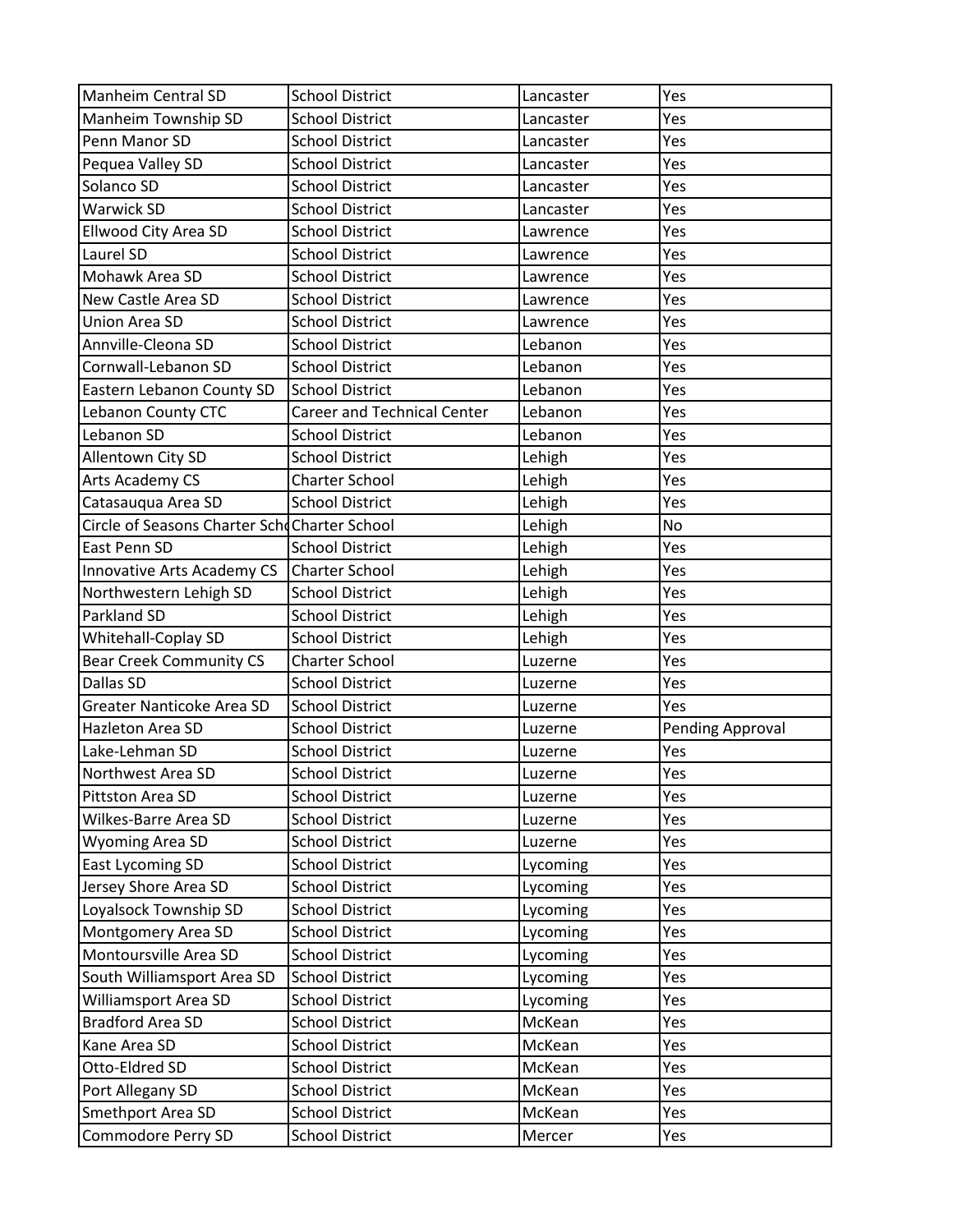| Manheim Central SD | School District | Lancaster | Yes |
|---|---|---|---|
| Manheim Township SD | School District | Lancaster | Yes |
| Penn Manor SD | School District | Lancaster | Yes |
| Pequea Valley SD | School District | Lancaster | Yes |
| Solanco SD | School District | Lancaster | Yes |
| Warwick SD | School District | Lancaster | Yes |
| Ellwood City Area SD | School District | Lawrence | Yes |
| Laurel SD | School District | Lawrence | Yes |
| Mohawk Area SD | School District | Lawrence | Yes |
| New Castle Area SD | School District | Lawrence | Yes |
| Union Area SD | School District | Lawrence | Yes |
| Annville-Cleona SD | School District | Lebanon | Yes |
| Cornwall-Lebanon SD | School District | Lebanon | Yes |
| Eastern Lebanon County SD | School District | Lebanon | Yes |
| Lebanon County CTC | Career and Technical Center | Lebanon | Yes |
| Lebanon SD | School District | Lebanon | Yes |
| Allentown City SD | School District | Lehigh | Yes |
| Arts Academy CS | Charter School | Lehigh | Yes |
| Catasauqua Area SD | School District | Lehigh | Yes |
| Circle of Seasons Charter Scho | Charter School | Lehigh | No |
| East Penn SD | School District | Lehigh | Yes |
| Innovative Arts Academy CS | Charter School | Lehigh | Yes |
| Northwestern Lehigh SD | School District | Lehigh | Yes |
| Parkland SD | School District | Lehigh | Yes |
| Whitehall-Coplay SD | School District | Lehigh | Yes |
| Bear Creek Community CS | Charter School | Luzerne | Yes |
| Dallas SD | School District | Luzerne | Yes |
| Greater Nanticoke Area SD | School District | Luzerne | Yes |
| Hazleton Area SD | School District | Luzerne | Pending Approval |
| Lake-Lehman SD | School District | Luzerne | Yes |
| Northwest Area SD | School District | Luzerne | Yes |
| Pittston Area SD | School District | Luzerne | Yes |
| Wilkes-Barre Area SD | School District | Luzerne | Yes |
| Wyoming Area SD | School District | Luzerne | Yes |
| East Lycoming SD | School District | Lycoming | Yes |
| Jersey Shore Area SD | School District | Lycoming | Yes |
| Loyalsock Township SD | School District | Lycoming | Yes |
| Montgomery Area SD | School District | Lycoming | Yes |
| Montoursville Area SD | School District | Lycoming | Yes |
| South Williamsport Area SD | School District | Lycoming | Yes |
| Williamsport Area SD | School District | Lycoming | Yes |
| Bradford Area SD | School District | McKean | Yes |
| Kane Area SD | School District | McKean | Yes |
| Otto-Eldred SD | School District | McKean | Yes |
| Port Allegany SD | School District | McKean | Yes |
| Smethport Area SD | School District | McKean | Yes |
| Commodore Perry SD | School District | Mercer | Yes |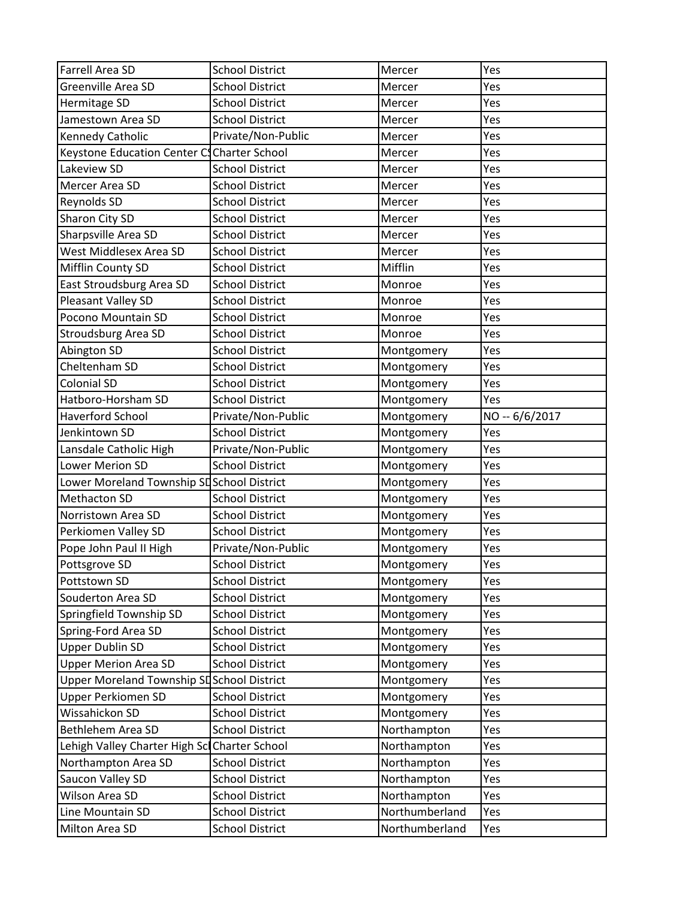| Farrell Area SD | School District | Mercer | Yes |
|---|---|---|---|
| Greenville Area SD | School District | Mercer | Yes |
| Hermitage SD | School District | Mercer | Yes |
| Jamestown Area SD | School District | Mercer | Yes |
| Kennedy Catholic | Private/Non-Public | Mercer | Yes |
| Keystone Education Center C | Charter School | Mercer | Yes |
| Lakeview SD | School District | Mercer | Yes |
| Mercer Area SD | School District | Mercer | Yes |
| Reynolds SD | School District | Mercer | Yes |
| Sharon City SD | School District | Mercer | Yes |
| Sharpsville Area SD | School District | Mercer | Yes |
| West Middlesex Area SD | School District | Mercer | Yes |
| Mifflin County SD | School District | Mifflin | Yes |
| East Stroudsburg Area SD | School District | Monroe | Yes |
| Pleasant Valley SD | School District | Monroe | Yes |
| Pocono Mountain SD | School District | Monroe | Yes |
| Stroudsburg Area SD | School District | Monroe | Yes |
| Abington SD | School District | Montgomery | Yes |
| Cheltenham SD | School District | Montgomery | Yes |
| Colonial SD | School District | Montgomery | Yes |
| Hatboro-Horsham SD | School District | Montgomery | Yes |
| Haverford School | Private/Non-Public | Montgomery | NO -- 6/6/2017 |
| Jenkintown SD | School District | Montgomery | Yes |
| Lansdale Catholic High | Private/Non-Public | Montgomery | Yes |
| Lower Merion SD | School District | Montgomery | Yes |
| Lower Moreland Township SD | School District | Montgomery | Yes |
| Methacton SD | School District | Montgomery | Yes |
| Norristown Area SD | School District | Montgomery | Yes |
| Perkiomen Valley SD | School District | Montgomery | Yes |
| Pope John Paul II High | Private/Non-Public | Montgomery | Yes |
| Pottsgrove SD | School District | Montgomery | Yes |
| Pottstown SD | School District | Montgomery | Yes |
| Souderton Area SD | School District | Montgomery | Yes |
| Springfield Township SD | School District | Montgomery | Yes |
| Spring-Ford Area SD | School District | Montgomery | Yes |
| Upper Dublin SD | School District | Montgomery | Yes |
| Upper Merion Area SD | School District | Montgomery | Yes |
| Upper Moreland Township SD | School District | Montgomery | Yes |
| Upper Perkiomen SD | School District | Montgomery | Yes |
| Wissahickon SD | School District | Montgomery | Yes |
| Bethlehem Area SD | School District | Northampton | Yes |
| Lehigh Valley Charter High Sc | Charter School | Northampton | Yes |
| Northampton Area SD | School District | Northampton | Yes |
| Saucon Valley SD | School District | Northampton | Yes |
| Wilson Area SD | School District | Northampton | Yes |
| Line Mountain SD | School District | Northumberland | Yes |
| Milton Area SD | School District | Northumberland | Yes |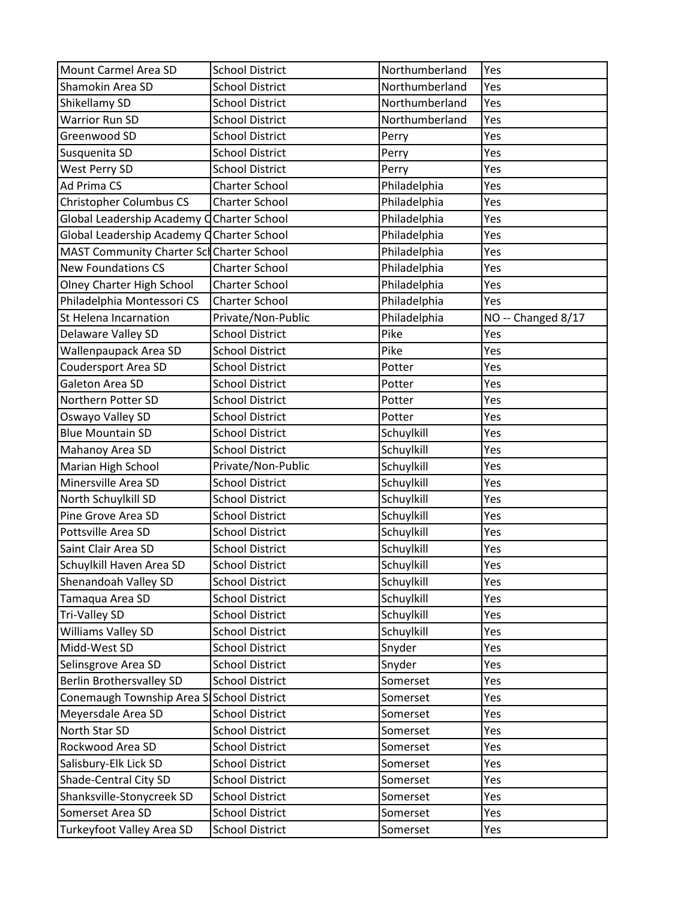| | | | |
|---|---|---|---|
| Mount Carmel Area SD | School District | Northumberland | Yes |
| Shamokin Area SD | School District | Northumberland | Yes |
| Shikellamy SD | School District | Northumberland | Yes |
| Warrior Run SD | School District | Northumberland | Yes |
| Greenwood SD | School District | Perry | Yes |
| Susquenita SD | School District | Perry | Yes |
| West Perry SD | School District | Perry | Yes |
| Ad Prima CS | Charter School | Philadelphia | Yes |
| Christopher Columbus CS | Charter School | Philadelphia | Yes |
| Global Leadership Academy C | Charter School | Philadelphia | Yes |
| Global Leadership Academy C | Charter School | Philadelphia | Yes |
| MAST Community Charter Sch | Charter School | Philadelphia | Yes |
| New Foundations CS | Charter School | Philadelphia | Yes |
| Olney Charter High School | Charter School | Philadelphia | Yes |
| Philadelphia Montessori CS | Charter School | Philadelphia | Yes |
| St Helena Incarnation | Private/Non-Public | Philadelphia | NO -- Changed 8/17 |
| Delaware Valley SD | School District | Pike | Yes |
| Wallenpaupack Area SD | School District | Pike | Yes |
| Coudersport Area SD | School District | Potter | Yes |
| Galeton Area SD | School District | Potter | Yes |
| Northern Potter SD | School District | Potter | Yes |
| Oswayo Valley SD | School District | Potter | Yes |
| Blue Mountain SD | School District | Schuylkill | Yes |
| Mahanoy Area SD | School District | Schuylkill | Yes |
| Marian High School | Private/Non-Public | Schuylkill | Yes |
| Minersville Area SD | School District | Schuylkill | Yes |
| North Schuylkill SD | School District | Schuylkill | Yes |
| Pine Grove Area SD | School District | Schuylkill | Yes |
| Pottsville Area SD | School District | Schuylkill | Yes |
| Saint Clair Area SD | School District | Schuylkill | Yes |
| Schuylkill Haven Area SD | School District | Schuylkill | Yes |
| Shenandoah Valley SD | School District | Schuylkill | Yes |
| Tamaqua Area SD | School District | Schuylkill | Yes |
| Tri-Valley SD | School District | Schuylkill | Yes |
| Williams Valley SD | School District | Schuylkill | Yes |
| Midd-West SD | School District | Snyder | Yes |
| Selinsgrove Area SD | School District | Snyder | Yes |
| Berlin Brothersvalley SD | School District | Somerset | Yes |
| Conemaugh Township Area S | School District | Somerset | Yes |
| Meyersdale Area SD | School District | Somerset | Yes |
| North Star SD | School District | Somerset | Yes |
| Rockwood Area SD | School District | Somerset | Yes |
| Salisbury-Elk Lick SD | School District | Somerset | Yes |
| Shade-Central City SD | School District | Somerset | Yes |
| Shanksville-Stonycreek SD | School District | Somerset | Yes |
| Somerset Area SD | School District | Somerset | Yes |
| Turkeyfoot Valley Area SD | School District | Somerset | Yes |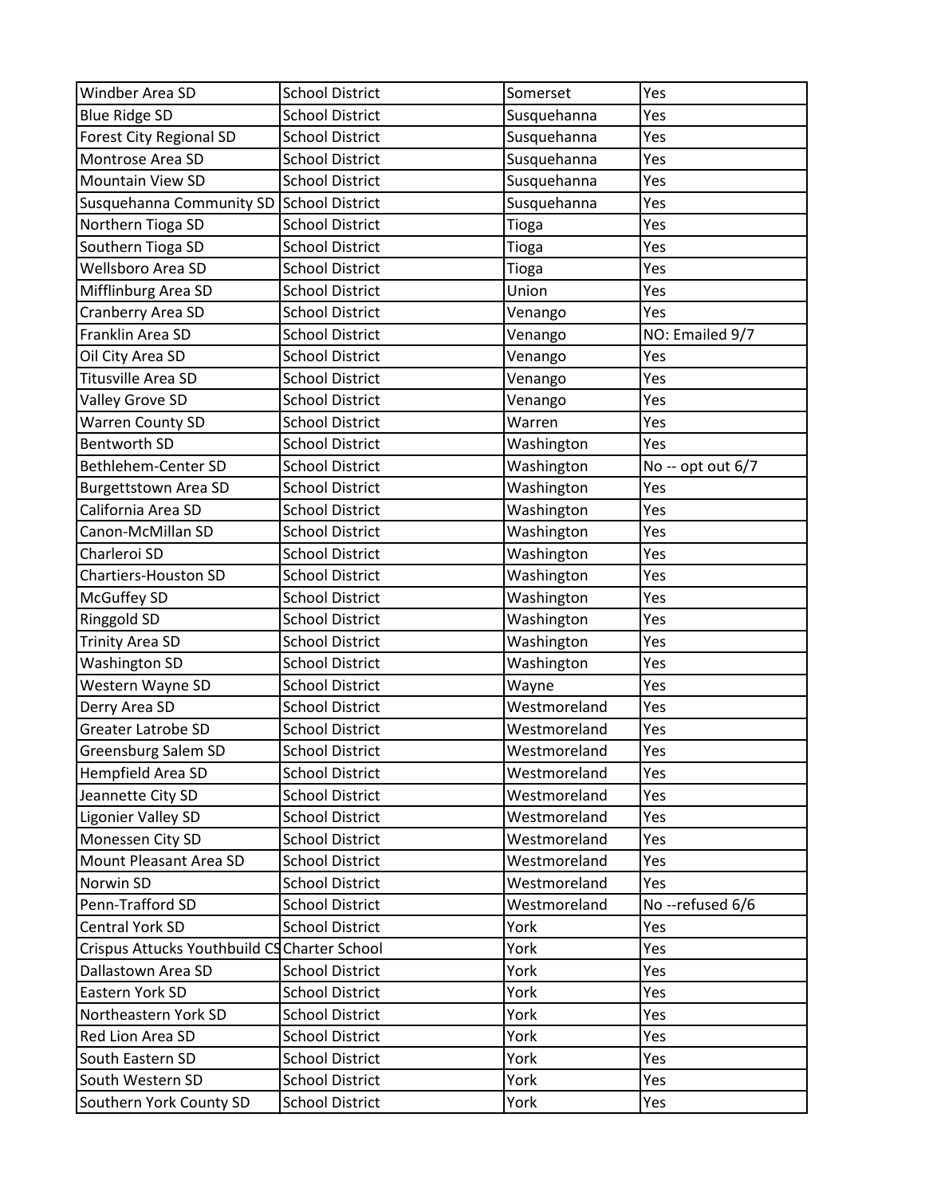| Windber Area SD | School District | Somerset | Yes |
|---|---|---|---|
| Blue Ridge SD | School District | Susquehanna | Yes |
| Forest City Regional SD | School District | Susquehanna | Yes |
| Montrose Area SD | School District | Susquehanna | Yes |
| Mountain View SD | School District | Susquehanna | Yes |
| Susquehanna Community SD | School District | Susquehanna | Yes |
| Northern Tioga SD | School District | Tioga | Yes |
| Southern Tioga SD | School District | Tioga | Yes |
| Wellsboro Area SD | School District | Tioga | Yes |
| Mifflinburg Area SD | School District | Union | Yes |
| Cranberry Area SD | School District | Venango | Yes |
| Franklin Area SD | School District | Venango | NO: Emailed 9/7 |
| Oil City Area SD | School District | Venango | Yes |
| Titusville Area SD | School District | Venango | Yes |
| Valley Grove SD | School District | Venango | Yes |
| Warren County SD | School District | Warren | Yes |
| Bentworth SD | School District | Washington | Yes |
| Bethlehem-Center SD | School District | Washington | No -- opt out 6/7 |
| Burgettstown Area SD | School District | Washington | Yes |
| California Area SD | School District | Washington | Yes |
| Canon-McMillan SD | School District | Washington | Yes |
| Charleroi SD | School District | Washington | Yes |
| Chartiers-Houston SD | School District | Washington | Yes |
| McGuffey SD | School District | Washington | Yes |
| Ringgold SD | School District | Washington | Yes |
| Trinity Area SD | School District | Washington | Yes |
| Washington SD | School District | Washington | Yes |
| Western Wayne SD | School District | Wayne | Yes |
| Derry Area SD | School District | Westmoreland | Yes |
| Greater Latrobe SD | School District | Westmoreland | Yes |
| Greensburg Salem SD | School District | Westmoreland | Yes |
| Hempfield Area SD | School District | Westmoreland | Yes |
| Jeannette City SD | School District | Westmoreland | Yes |
| Ligonier Valley SD | School District | Westmoreland | Yes |
| Monessen City SD | School District | Westmoreland | Yes |
| Mount Pleasant Area SD | School District | Westmoreland | Yes |
| Norwin SD | School District | Westmoreland | Yes |
| Penn-Trafford SD | School District | Westmoreland | No --refused 6/6 |
| Central York SD | School District | York | Yes |
| Crispus Attucks Youthbuild CS | Charter School | York | Yes |
| Dallastown Area SD | School District | York | Yes |
| Eastern York SD | School District | York | Yes |
| Northeastern York SD | School District | York | Yes |
| Red Lion Area SD | School District | York | Yes |
| South Eastern SD | School District | York | Yes |
| South Western SD | School District | York | Yes |
| Southern York County SD | School District | York | Yes |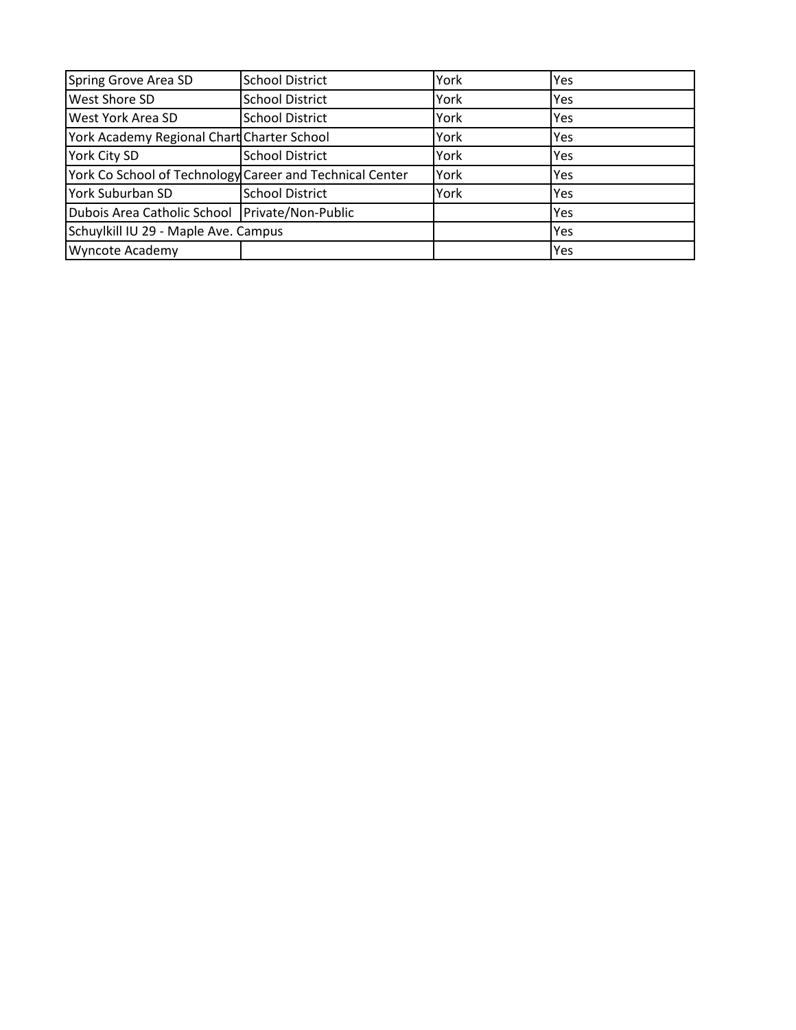| | | | |
|---|---|---|---|
| Spring Grove Area SD | School District | York | Yes |
| West Shore SD | School District | York | Yes |
| West York Area SD | School District | York | Yes |
| York Academy Regional Chart | Charter School | York | Yes |
| York City SD | School District | York | Yes |
| York Co School of Technology | Career and Technical Center | York | Yes |
| York Suburban SD | School District | York | Yes |
| Dubois Area Catholic School | Private/Non-Public | | Yes |
| Schuylkill IU 29 - Maple Ave. Campus | | | Yes |
| Wyncote Academy | | | Yes |